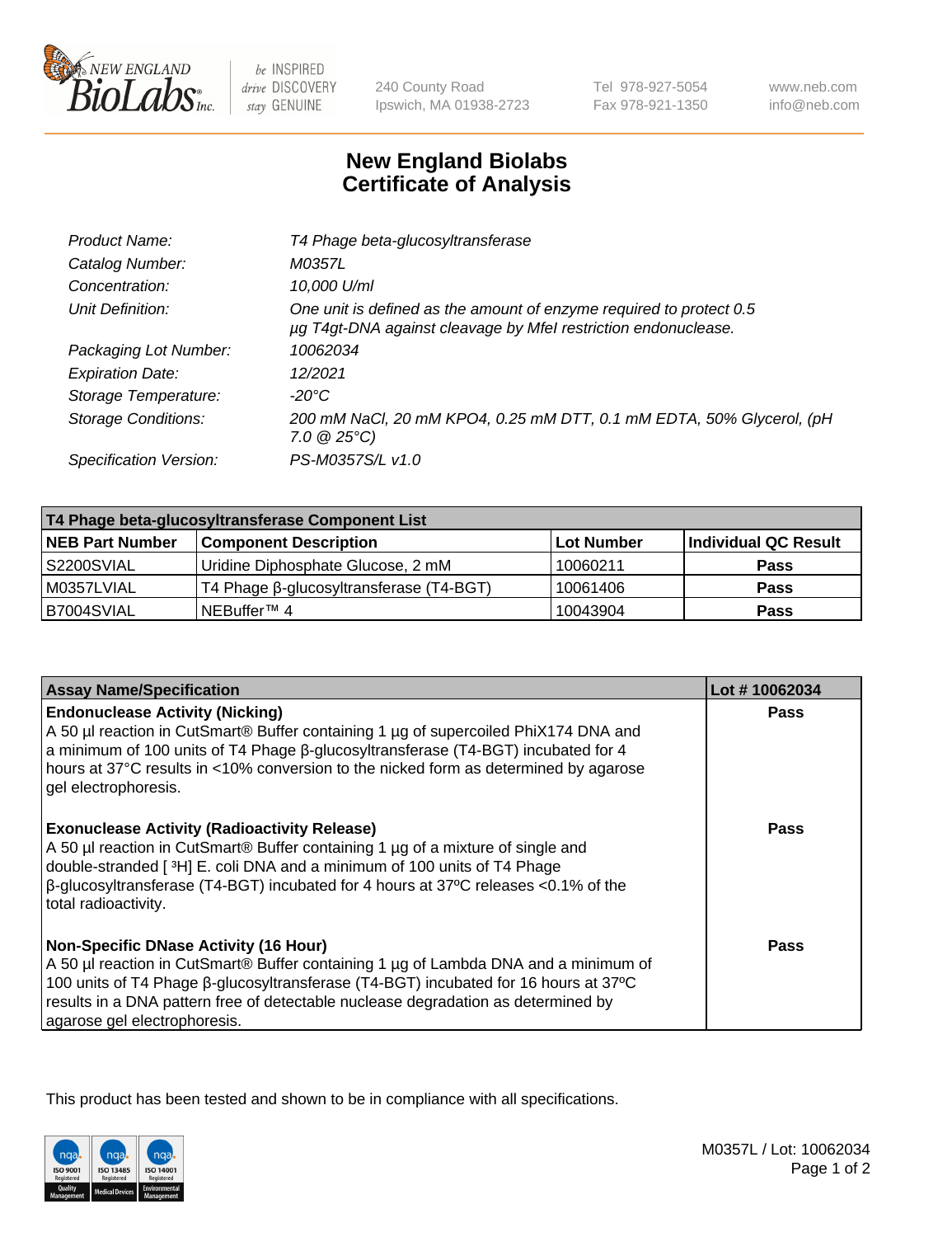# New England Biolabs
## Certificate of Analysis

| | |
|---|---|
| *Product Name:* | *T4 Phage beta-glucosyltransferase* |
| *Catalog Number:* | *M0357L* |
| *Concentration:* | *10,000 U/ml* |
| *Unit Definition:* | *One unit is defined as the amount of enzyme required to protect 0.5 µg T4gt-DNA against cleavage by MfeI restriction endonuclease.* |
| *Packaging Lot Number:* | *10062034* |
| *Expiration Date:* | *12/2021* |
| *Storage Temperature:* | *-20°C* |
| *Storage Conditions:* | *200 mM NaCl, 20 mM KPO4, 0.25 mM DTT, 0.1 mM EDTA, 50% Glycerol, (pH 7.0 @ 25°C)* |
| *Specification Version:* | *PS-M0357S/L v1.0* |

| T4 Phage beta-glucosyltransferase Component List | | | |
|---|---|---|---|
| **NEB Part Number** | **Component Description** | **Lot Number** | **Individual QC Result** |
| S2200SVIAL | Uridine Diphosphate Glucose, 2 mM | 10060211 | **Pass** |
| M0357LVIAL | T4 Phage β-glucosyltransferase (T4-BGT) | 10061406 | **Pass** |
| B7004SVIAL | NEBuffer™ 4 | 10043904 | **Pass** |

| Assay Name/Specification | Lot # 10062034 |
|---|---|
| **Endonuclease Activity (Nicking)**<br>A 50 µl reaction in CutSmart® Buffer containing 1 µg of supercoiled PhiX174 DNA and a minimum of 100 units of T4 Phage β-glucosyltransferase (T4-BGT) incubated for 4 hours at 37°C results in <10% conversion to the nicked form as determined by agarose gel electrophoresis. | **Pass** |
| **Exonuclease Activity (Radioactivity Release)**<br>A 50 µl reaction in CutSmart® Buffer containing 1 µg of a mixture of single and double-stranded [ $^3$H] E. coli DNA and a minimum of 100 units of T4 Phage β-glucosyltransferase (T4-BGT) incubated for 4 hours at 37ºC releases <0.1% of the total radioactivity. | **Pass** |
| **Non-Specific DNase Activity (16 Hour)**<br>A 50 µl reaction in CutSmart® Buffer containing 1 µg of Lambda DNA and a minimum of 100 units of T4 Phage β-glucosyltransferase (T4-BGT) incubated for 16 hours at 37ºC results in a DNA pattern free of detectable nuclease degradation as determined by agarose gel electrophoresis. | **Pass** |

This product has been tested and shown to be in compliance with all specifications.

M0357L / Lot: 10062034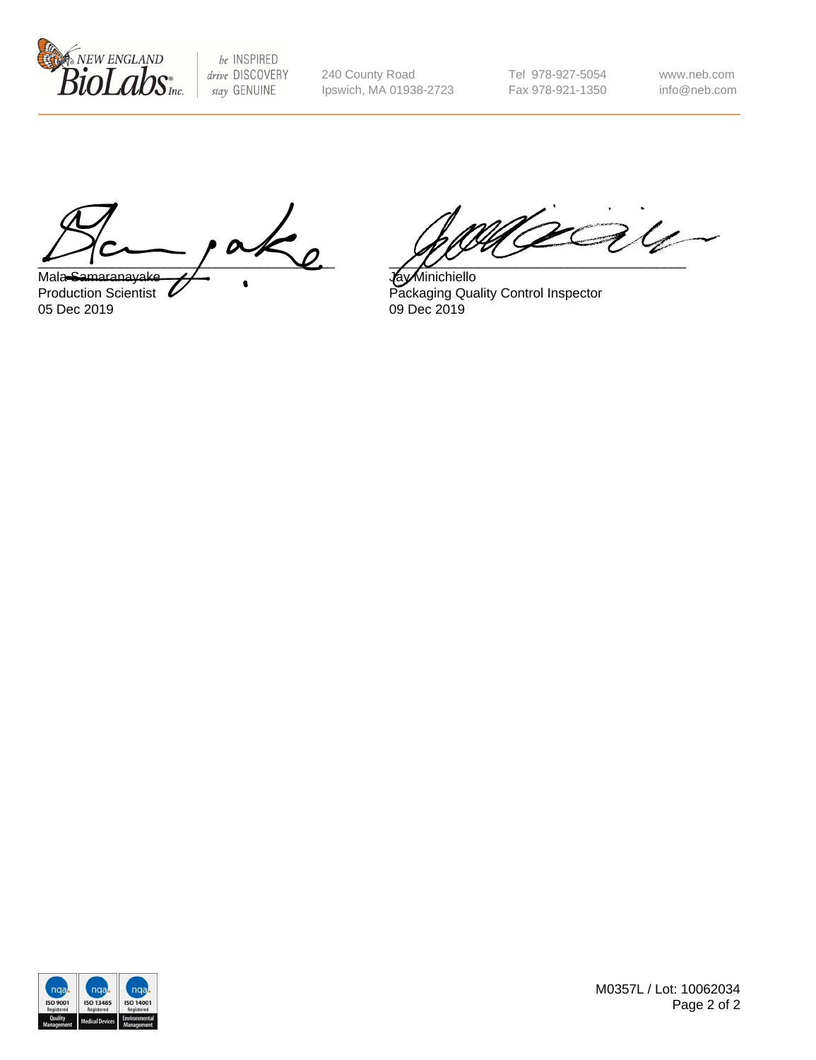Mala Samaranayake
Production Scientist
05 Dec 2019

Jay Minichiello
Packaging Quality Control Inspector
09 Dec 2019

M0357L / Lot: 10062034